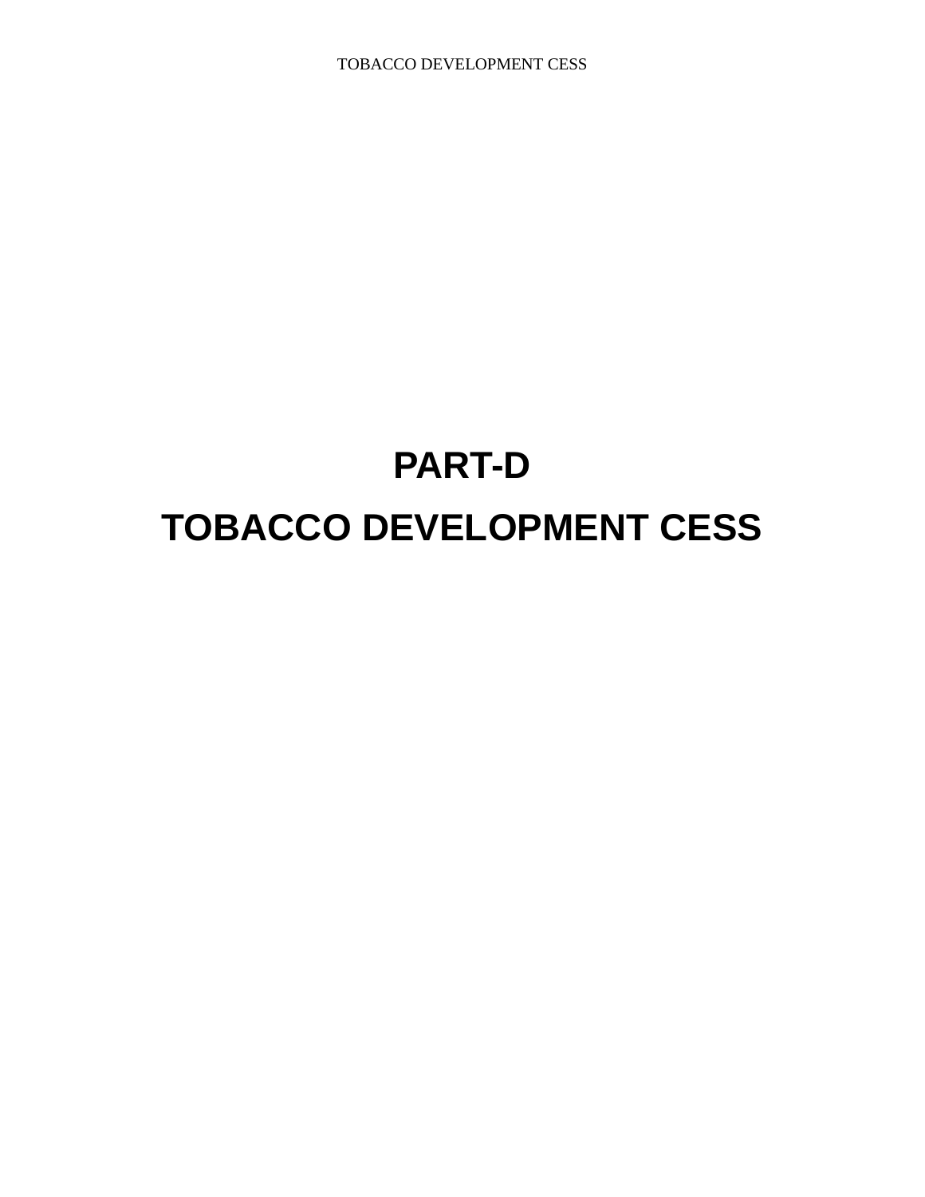# PART-D

# TOBACCO DEVELOPMENT CESS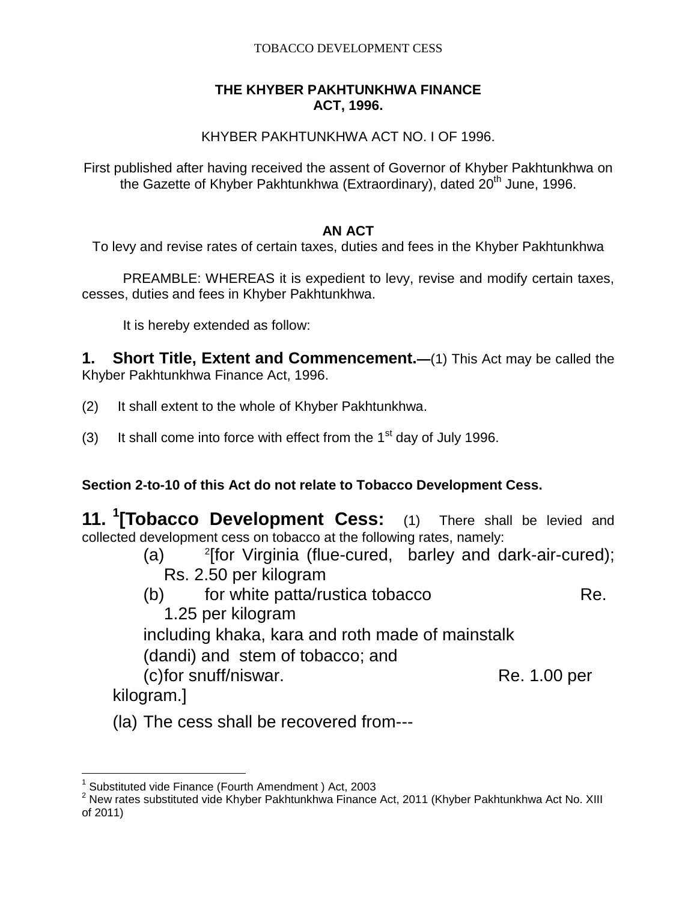TOBACCO DEVELOPMENT CESS

# THE KHYBER PAKHTUNKHWA FINANCE ACT, 1996.

KHYBER PAKHTUNKHWA ACT NO. I OF 1996.

First published after having received the assent of Governor of Khyber Pakhtunkhwa on the Gazette of Khyber Pakhtunkhwa (Extraordinary), dated 20th June, 1996.

## AN ACT

To levy and revise rates of certain taxes, duties and fees in the Khyber Pakhtunkhwa

PREAMBLE: WHEREAS it is expedient to levy, revise and modify certain taxes, cesses, duties and fees in Khyber Pakhtunkhwa.

It is hereby extended as follow:

**1. Short Title, Extent and Commencement.—**(1) This Act may be called the Khyber Pakhtunkhwa Finance Act, 1996.

(2) It shall extent to the whole of Khyber Pakhtunkhwa.

(3) It shall come into force with effect from the 1st day of July 1996.

**Section 2-to-10 of this Act do not relate to Tobacco Development Cess.**

**11. [1][Tobacco Development Cess:** (1) There shall be levied and collected development cess on tobacco at the following rates, namely:

(a) [2][for Virginia (flue-cured, barley and dark-air-cured); Rs. 2.50 per kilogram

(b) for white patta/rustica tobacco Re. 1.25 per kilogram including khaka, kara and roth made of mainstalk (dandi) and stem of tobacco; and

(c) for snuff/niswar. Re. 1.00 per kilogram.]

(la) The cess shall be recovered from---

---

[1] Substituted vide Finance (Fourth Amendment ) Act, 2003

[2] New rates substituted vide Khyber Pakhtunkhwa Finance Act, 2011 (Khyber Pakhtunkhwa Act No. XIII of 2011)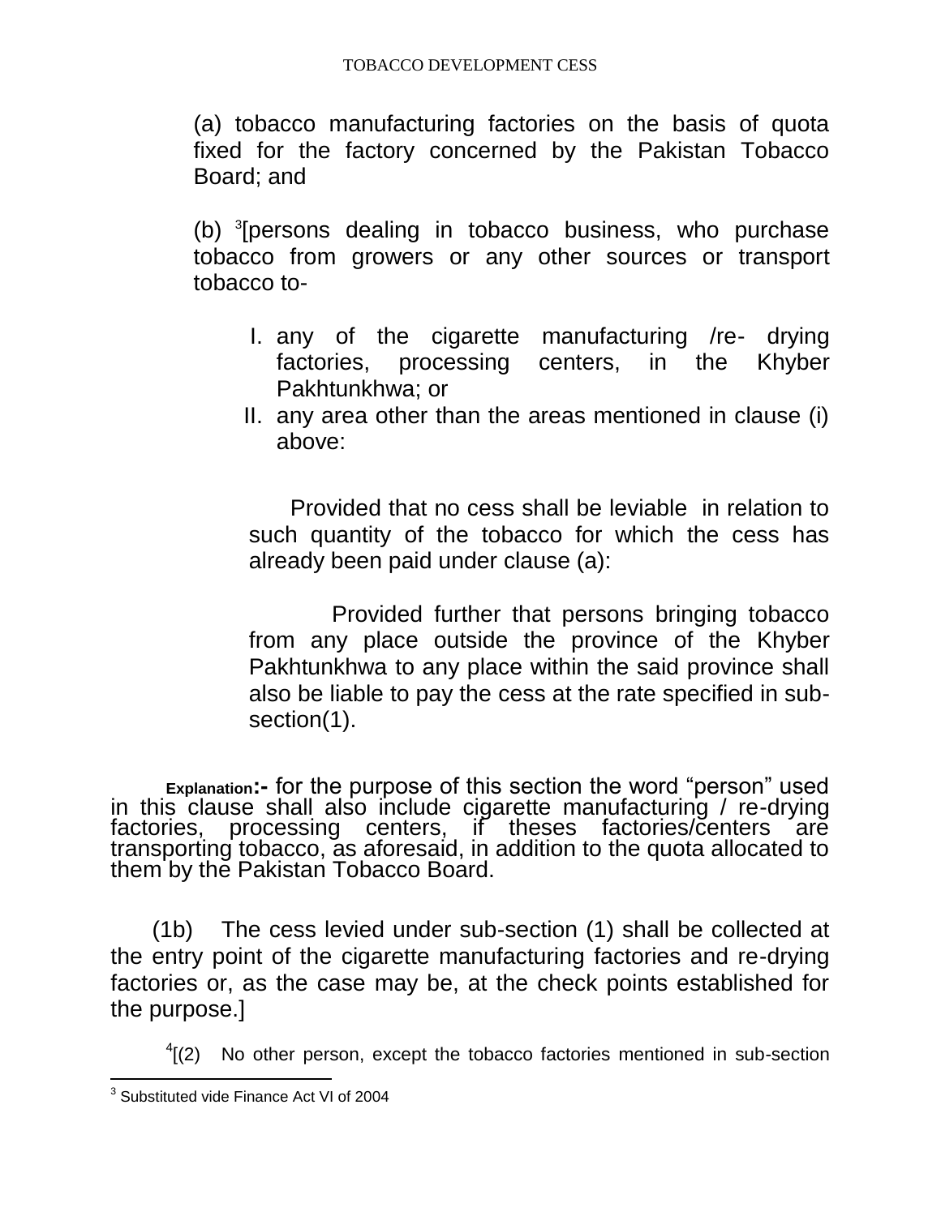(a) tobacco manufacturing factories on the basis of quota fixed for the factory concerned by the Pakistan Tobacco Board; and

(b) [3][persons dealing in tobacco business, who purchase tobacco from growers or any other sources or transport tobacco to-

I. any of the cigarette manufacturing /re- drying factories, processing centers, in the Khyber Pakhtunkhwa; or

II. any area other than the areas mentioned in clause (i) above:

Provided that no cess shall be leviable in relation to such quantity of the tobacco for which the cess has already been paid under clause (a):

Provided further that persons bringing tobacco from any place outside the province of the Khyber Pakhtunkhwa to any place within the said province shall also be liable to pay the cess at the rate specified in sub-section(1).

**Explanation:-** for the purpose of this section the word "person" used in this clause shall also include cigarette manufacturing / re-drying factories, processing centers, if theses factories/centers are transporting tobacco, as aforesaid, in addition to the quota allocated to them by the Pakistan Tobacco Board.

(1b) The cess levied under sub-section (1) shall be collected at the entry point of the cigarette manufacturing factories and re-drying factories or, as the case may be, at the check points established for the purpose.]

[4][(2) No other person, except the tobacco factories mentioned in sub-section

---

[3] Substituted vide Finance Act VI of 2004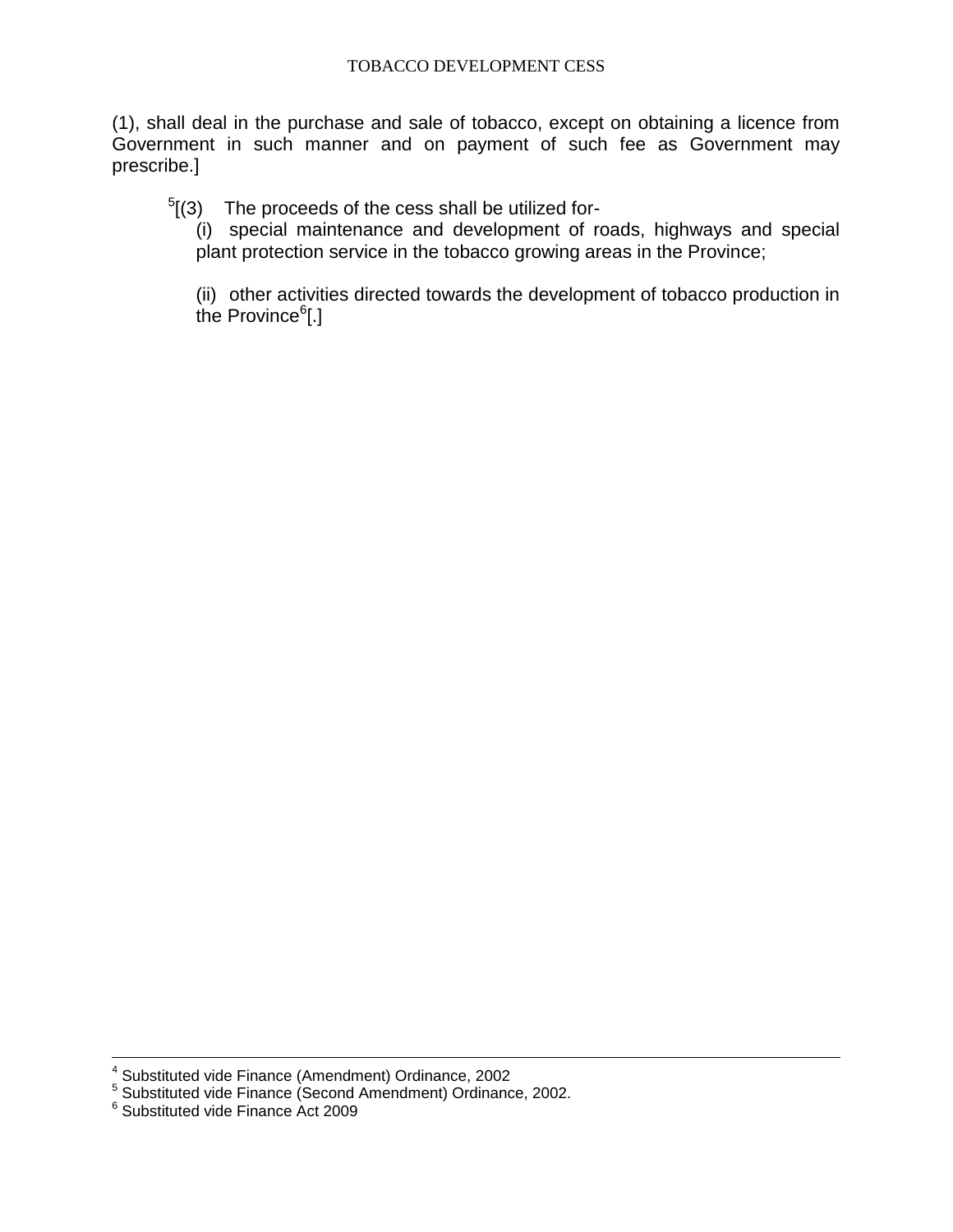(1), shall deal in the purchase and sale of tobacco, except on obtaining a licence from Government in such manner and on payment of such fee as Government may prescribe.]

[5][(3) The proceeds of the cess shall be utilized for-

(i) special maintenance and development of roads, highways and special plant protection service in the tobacco growing areas in the Province;

(ii) other activities directed towards the development of tobacco production in the Province[6][.]

---

[4] Substituted vide Finance (Amendment) Ordinance, 2002

[5] Substituted vide Finance (Second Amendment) Ordinance, 2002.

[6] Substituted vide Finance Act 2009